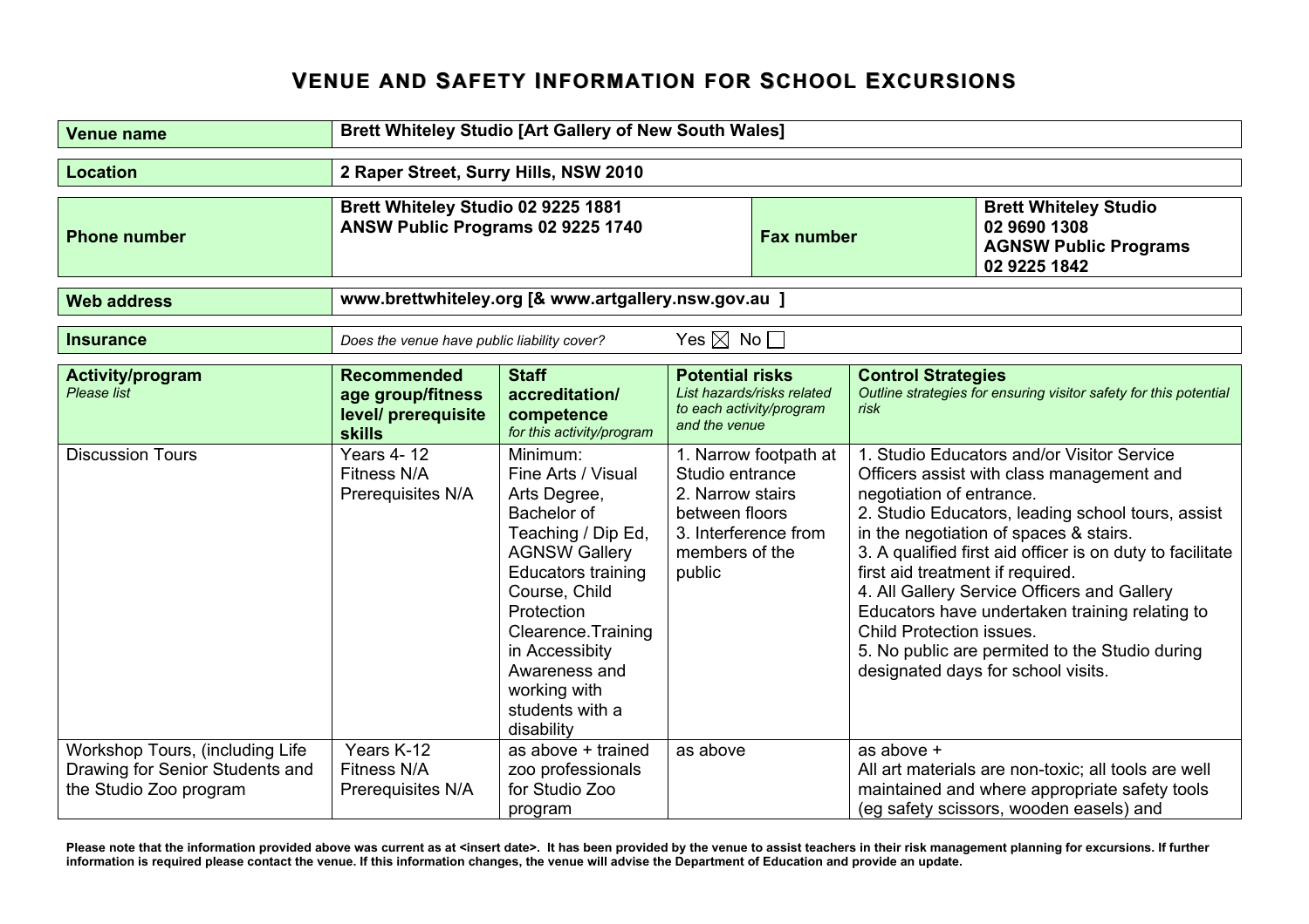# VENUE AND SAFETY INFORMATION FOR SCHOOL EXCURSIONS

| **Venue name** | **Brett Whiteley Studio [Art Gallery of New South Wales]** | | |
|---|---|---|---|
| **Location** | **2 Raper Street, Surry Hills, NSW 2010** | | |
| **Phone number** | **Brett Whiteley Studio 02 9225 1881**<br>**ANSW Public Programs 02 9225 1740** | **Fax number** | **Brett Whiteley Studio 02 9690 1308**<br>**AGNSW Public Programs 02 9225 1842** |
| **Web address** | **www.brettwhiteley.org [& www.artgallery.nsw.gov.au ]** | | |
| **Insurance** | *Does the venue have public liability cover?* Yes ☒ No ☐ | | |

| **Activity/program**<br>*Please list* | **Recommended age group/fitness level/ prerequisite skills** | **Staff accreditation/ competence**<br>*for this activity/program* | **Potential risks**<br>*List hazards/risks related to each activity/program and the venue* | **Control Strategies**<br>*Outline strategies for ensuring visitor safety for this potential risk* |
|---|---|---|---|---|
| Discussion Tours | Years 4- 12<br>Fitness N/A<br>Prerequisites N/A | Minimum:<br>Fine Arts / Visual Arts Degree, Bachelor of Teaching / Dip Ed, AGNSW Gallery Educators training Course, Child Protection Clearence.Training in Accessibity Awareness and working with students with a disability | 1. Narrow footpath at Studio entrance<br>2. Narrow stairs between floors<br>3. Interference from members of the public | 1. Studio Educators and/or Visitor Service Officers assist with class management and negotiation of entrance.<br>2. Studio Educators, leading school tours, assist in the negotiation of spaces & stairs.<br>3. A qualified first aid officer is on duty to facilitate first aid treatment if required.<br>4. All Gallery Service Officers and Gallery Educators have undertaken training relating to Child Protection issues.<br>5. No public are permited to the Studio during designated days for school visits. |
| Workshop Tours, (including Life Drawing for Senior Students and the Studio Zoo program | Years K-12<br>Fitness N/A<br>Prerequisites N/A | as above + trained zoo professionals for Studio Zoo program | as above | as above +<br>All art materials are non-toxic; all tools are well maintained and where appropriate safety tools (eg safety scissors, wooden easels) and |

**Please note that the information provided above was current as at <insert date>. It has been provided by the venue to assist teachers in their risk management planning for excursions. If further information is required please contact the venue. If this information changes, the venue will advise the Department of Education and provide an update.**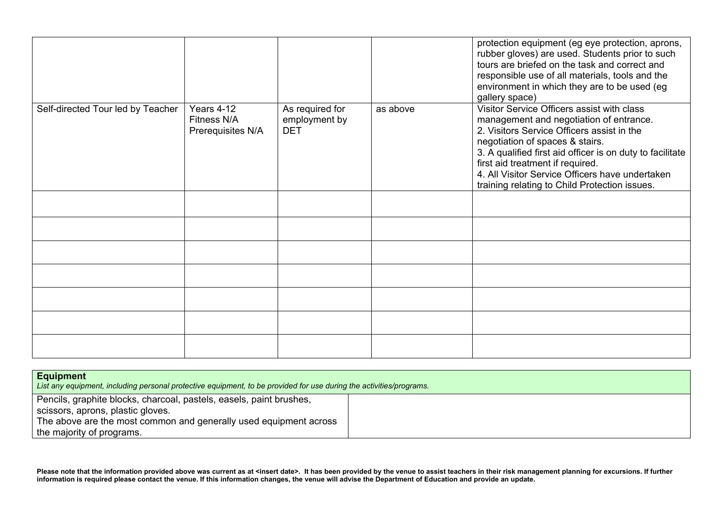| | | | | |
|---|---|---|---|---|
| | | | | protection equipment (eg eye protection, aprons, rubber gloves) are used. Students prior to such tours are briefed on the task and correct and responsible use of all materials, tools and the environment in which they are to be used (eg gallery space) |
| Self-directed Tour led by Teacher | Years 4-12<br>Fitness N/A<br>Prerequisites N/A | As required for employment by DET | as above | Visitor Service Officers assist with class management and negotiation of entrance.<br>2. Visitors Service Officers assist in the negotiation of spaces & stairs.<br>3. A qualified first aid officer is on duty to facilitate first aid treatment if required.<br>4. All Visitor Service Officers have undertaken training relating to Child Protection issues. |
| | | | | |
| | | | | |
| | | | | |
| | | | | |
| | | | | |
| | | | | |
| | | | | |

| **Equipment**<br>*List any equipment, including personal protective equipment, to be provided for use during the activities/programs.* | |
|---|---|
| Pencils, graphite blocks, charcoal, pastels, easels, paint brushes, scissors, aprons, plastic gloves.<br>The above are the most common and generally used equipment across the majority of programs. | |

**Please note that the information provided above was current as at <insert date>. It has been provided by the venue to assist teachers in their risk management planning for excursions. If further information is required please contact the venue. If this information changes, the venue will advise the Department of Education and provide an update.**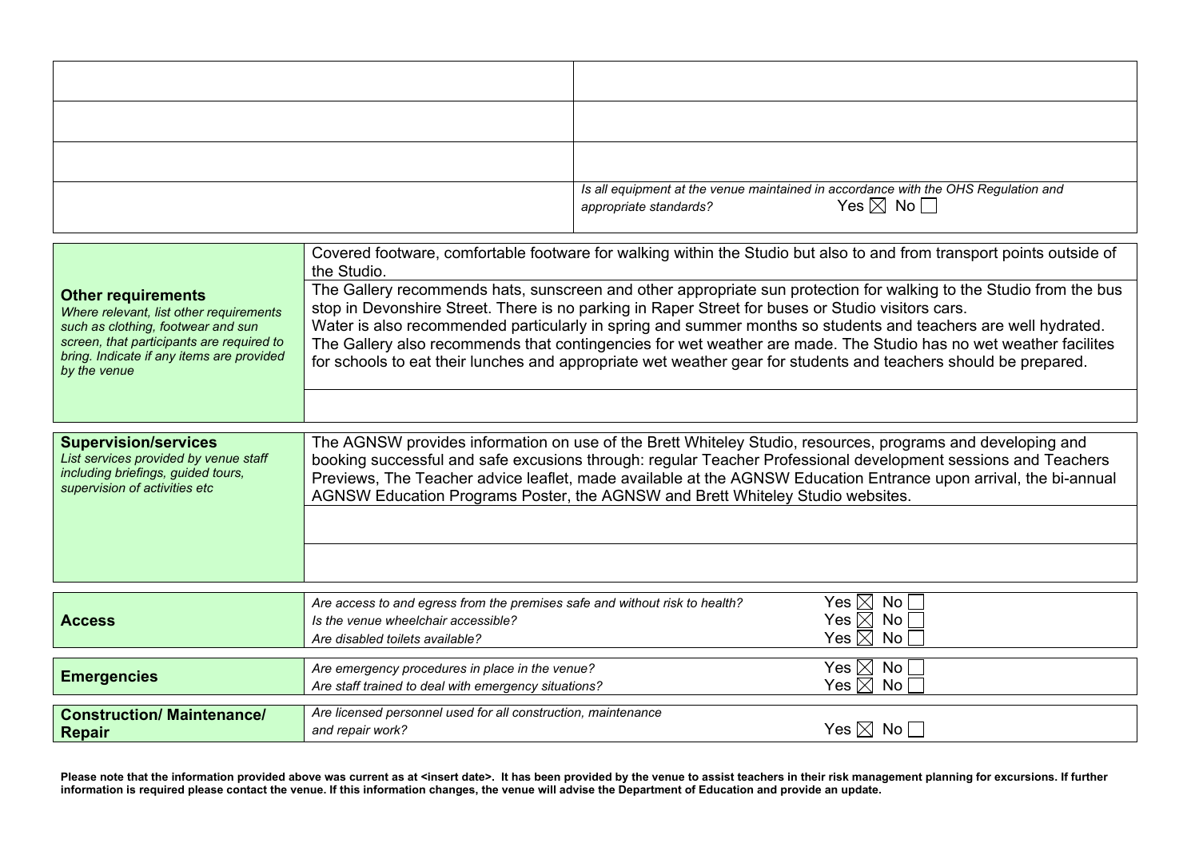| | |
|---|---|
| | |
| | |
| | |
| | *Is all equipment at the venue maintained in accordance with the OHS Regulation and appropriate standards?* Yes ☒ No ☐ |

| | |
|---|---|
| **Other requirements**<br>*Where relevant, list other requirements such as clothing, footwear and sun screen, that participants are required to bring. Indicate if any items are provided by the venue* | Covered footware, comfortable footware for walking within the Studio but also to and from transport points outside of the Studio. |
| | The Gallery recommends hats, sunscreen and other appropriate sun protection for walking to the Studio from the bus stop in Devonshire Street. There is no parking in Raper Street for buses or Studio visitors cars.<br>Water is also recommended particularly in spring and summer months so students and teachers are well hydrated.<br>The Gallery also recommends that contingencies for wet weather are made. The Studio has no wet weather facilites for schools to eat their lunches and appropriate wet weather gear for students and teachers should be prepared. |
| | |

| | |
|---|---|
| **Supervision/services**<br>*List services provided by venue staff including briefings, guided tours, supervision of activities etc* | The AGNSW provides information on use of the Brett Whiteley Studio, resources, programs and developing and booking successful and safe excusions through: regular Teacher Professional development sessions and Teachers Previews, The Teacher advice leaflet, made available at the AGNSW Education Entrance upon arrival, the bi-annual AGNSW Education Programs Poster, the AGNSW and Brett Whiteley Studio websites. |
| | |
| | |

| | | |
|---|---|---|
| **Access** | *Are access to and egress from the premises safe and without risk to health?* | Yes ☒ No ☐ |
| | *Is the venue wheelchair accessible?* | Yes ☒ No ☐ |
| | *Are disabled toilets available?* | Yes ☒ No ☐ |

| | | |
|---|---|---|
| **Emergencies** | *Are emergency procedures in place in the venue?* | Yes ☒ No ☐ |
| | *Are staff trained to deal with emergency situations?* | Yes ☒ No ☐ |

| | | |
|---|---|---|
| **Construction/ Maintenance/ Repair** | *Are licensed personnel used for all construction, maintenance and repair work?* | Yes ☒ No ☐ |

**Please note that the information provided above was current as at <insert date>. It has been provided by the venue to assist teachers in their risk management planning for excursions. If further information is required please contact the venue. If this information changes, the venue will advise the Department of Education and provide an update.**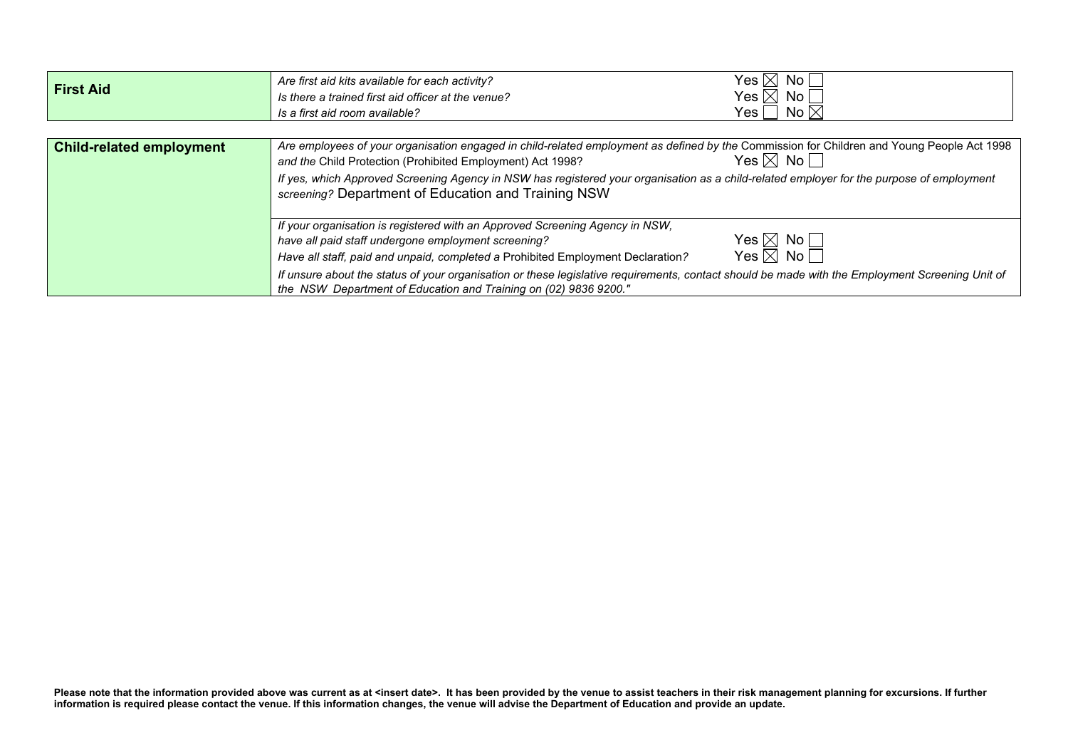| | | |
|---|---|---|
| **First Aid** | *Are first aid kits available for each activity?* | Yes ☒ No ☐ |
| | *Is there a trained first aid officer at the venue?* | Yes ☒ No ☐ |
| | *Is a first aid room available?* | Yes ☐ No ☒ |

| | | |
|---|---|---|
| **Child-related employment** | *Are employees of your organisation engaged in child-related employment as defined by the* Commission for Children and Young People Act 1998 *and the* Child Protection (Prohibited Employment) Act 1998? | Yes ☒ No ☐ |
| | *If yes, which Approved Screening Agency in NSW has registered your organisation as a child-related employer for the purpose of employment screening?* Department of Education and Training NSW | |
| | *If your organisation is registered with an Approved Screening Agency in NSW, have all paid staff undergone employment screening?* | Yes ☒ No ☐ |
| | *Have all staff, paid and unpaid, completed a* Prohibited Employment Declaration*?* | Yes ☒ No ☐ |
| | *If unsure about the status of your organisation or these legislative requirements, contact should be made with the Employment Screening Unit of the NSW Department of Education and Training on (02) 9836 9200."* | |

**Please note that the information provided above was current as at <insert date>. It has been provided by the venue to assist teachers in their risk management planning for excursions. If further information is required please contact the venue. If this information changes, the venue will advise the Department of Education and provide an update.**